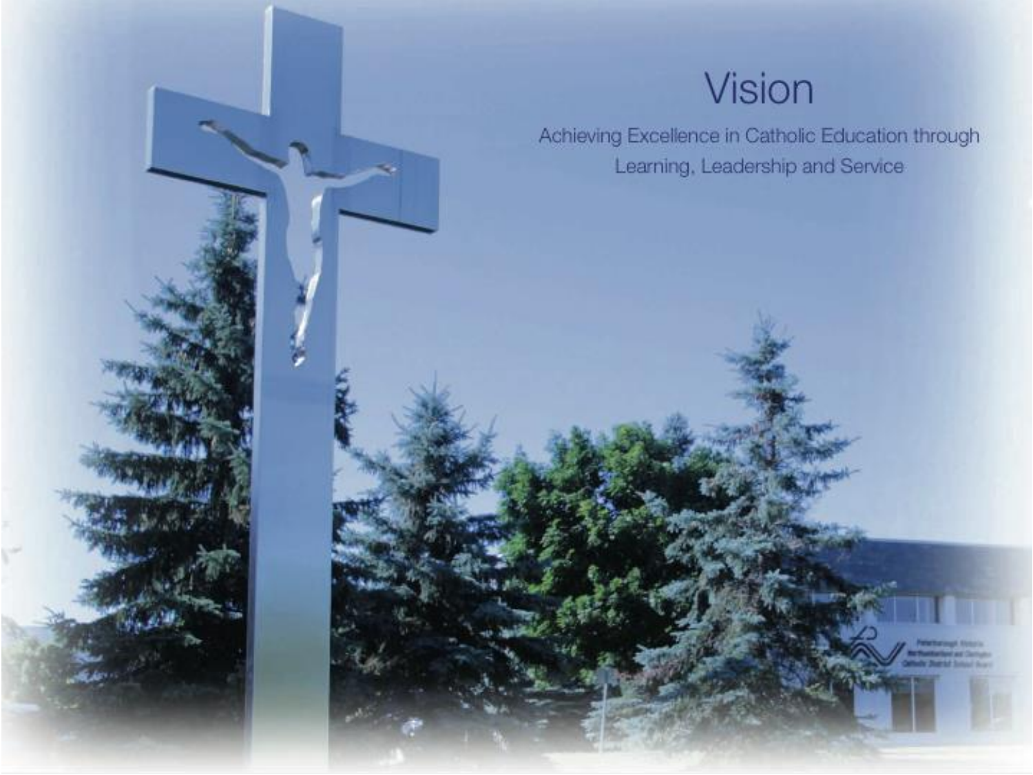# Vision

Achieving Excellence in Catholic Education through Learning, Leadership and Service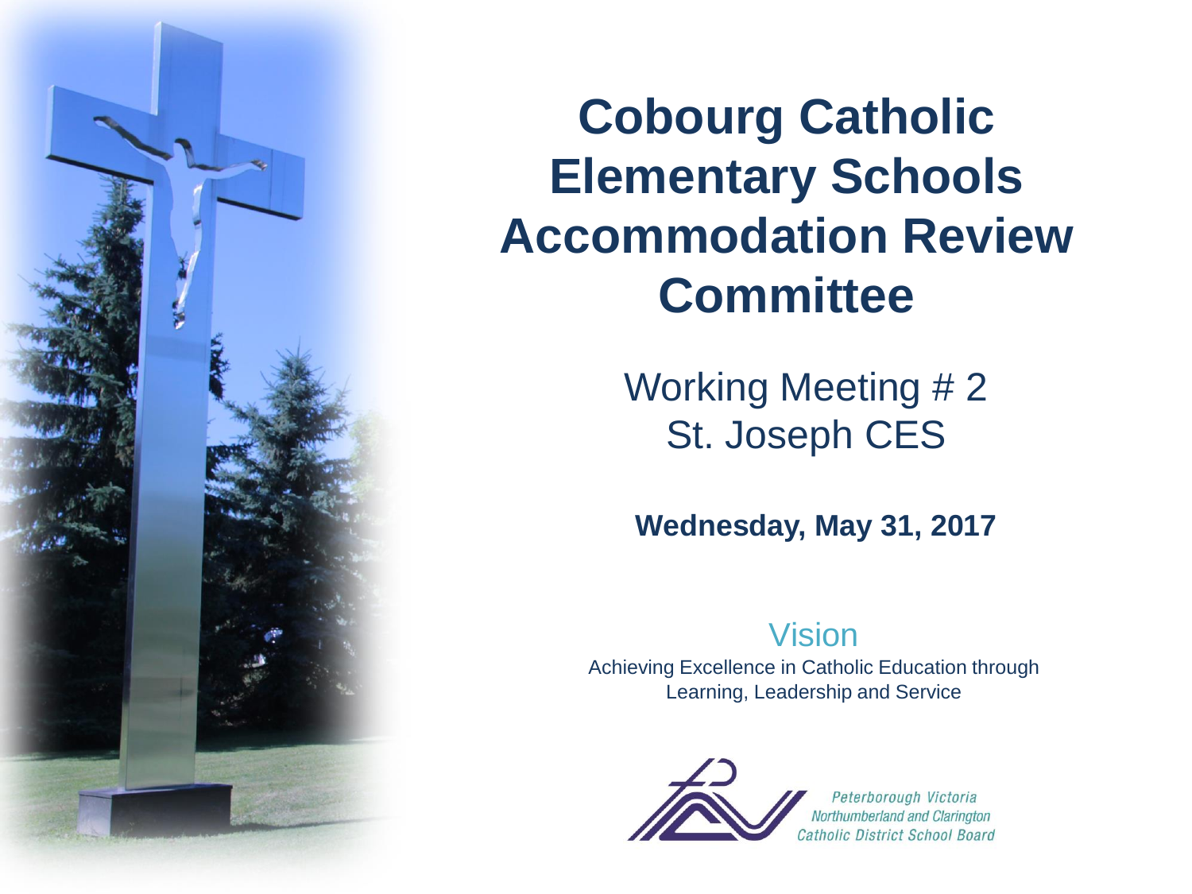# Cobourg Catholic Elementary Schools Accommodation Review Committee

Working Meeting # 2
St. Joseph CES

**Wednesday, May 31, 2017**

Vision

Achieving Excellence in Catholic Education through Learning, Leadership and Service

*Peterborough Victoria Northumberland and Clarington Catholic District School Board*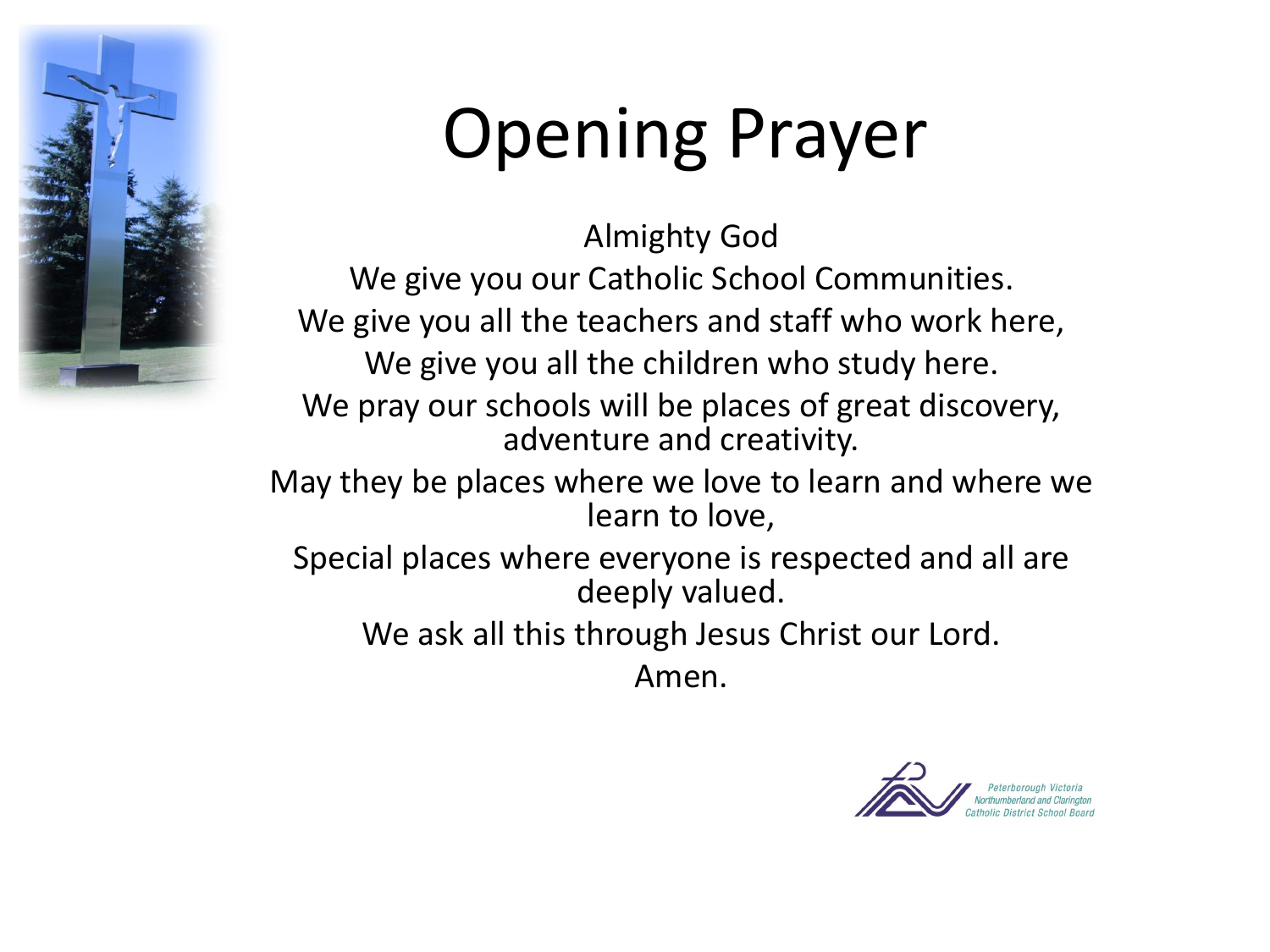# Opening Prayer

Almighty God

We give you our Catholic School Communities.

We give you all the teachers and staff who work here,

We give you all the children who study here.

We pray our schools will be places of great discovery, adventure and creativity.

May they be places where we love to learn and where we learn to love,

Special places where everyone is respected and all are deeply valued.

We ask all this through Jesus Christ our Lord.

Amen.

*Peterborough Victoria Northumberland and Clarington Catholic District School Board*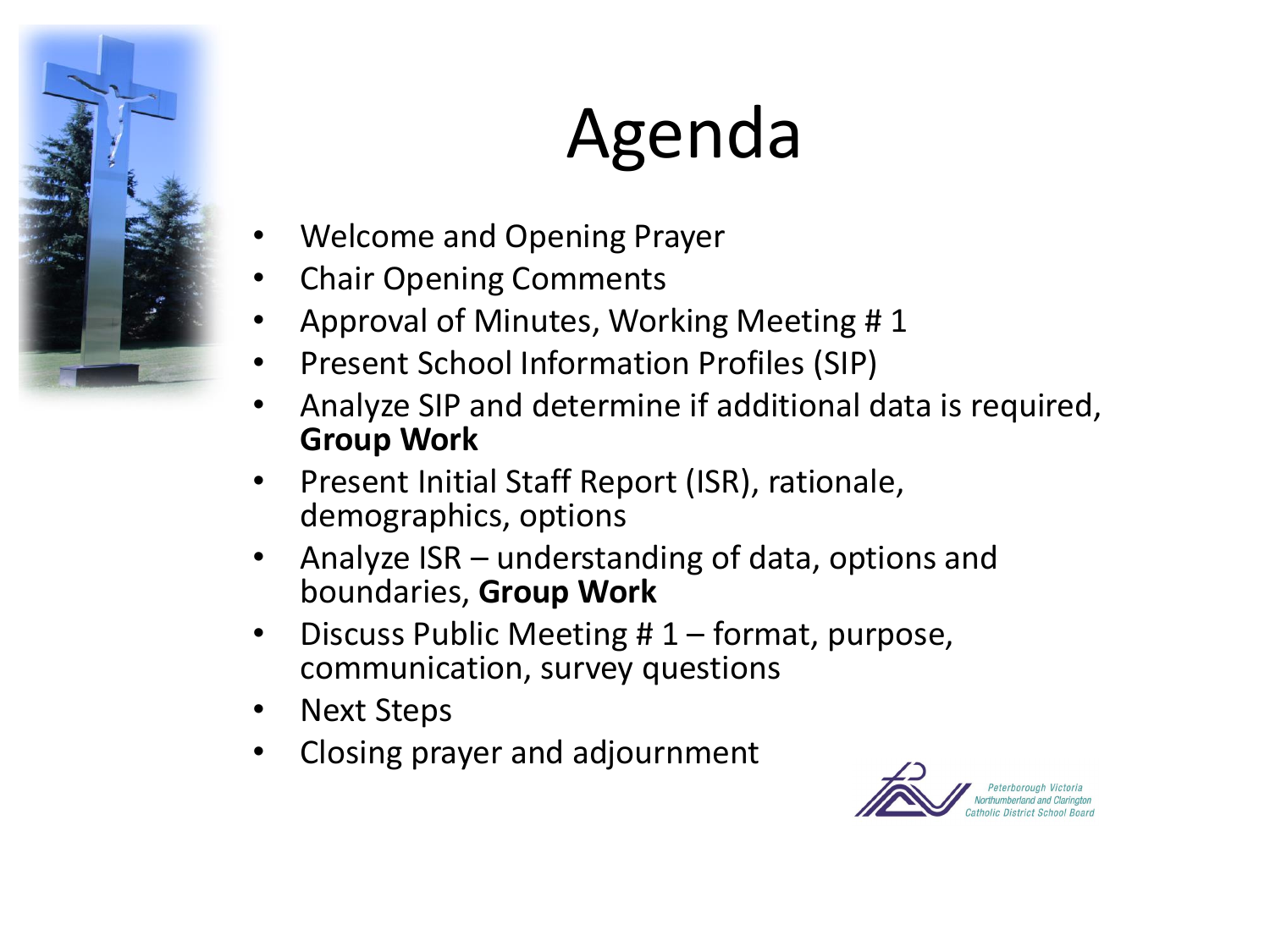# Agenda

- Welcome and Opening Prayer
- Chair Opening Comments
- Approval of Minutes, Working Meeting # 1
- Present School Information Profiles (SIP)
- Analyze SIP and determine if additional data is required, **Group Work**
- Present Initial Staff Report (ISR), rationale, demographics, options
- Analyze ISR – understanding of data, options and boundaries, **Group Work**
- Discuss Public Meeting # 1 – format, purpose, communication, survey questions
- Next Steps
- Closing prayer and adjournment

*Peterborough Victoria Northumberland and Clarington Catholic District School Board*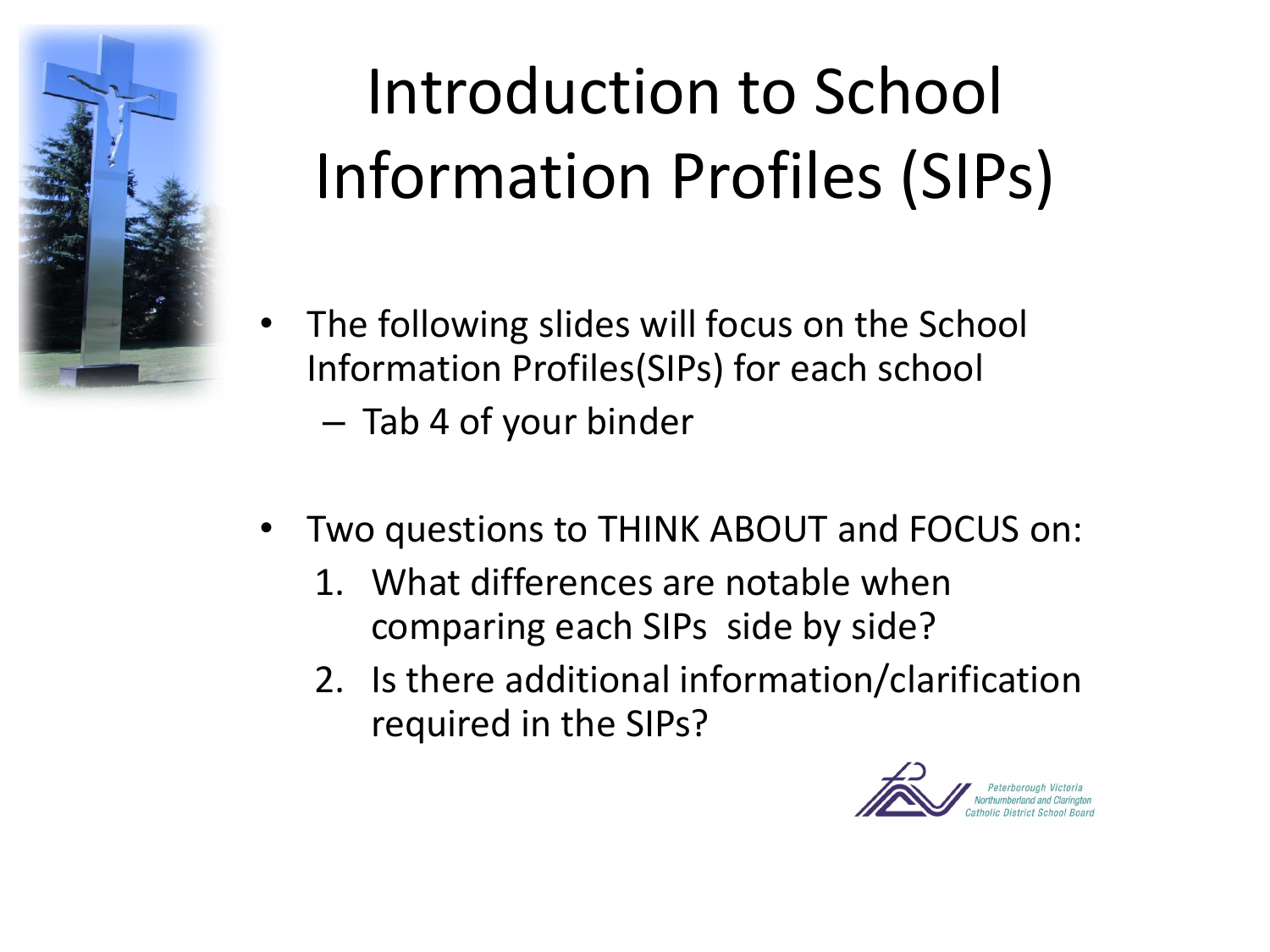# Introduction to School Information Profiles (SIPs)

- The following slides will focus on the School Information Profiles(SIPs) for each school
  - Tab 4 of your binder
- Two questions to THINK ABOUT and FOCUS on:
  1. What differences are notable when comparing each SIPs side by side?
  2. Is there additional information/clarification required in the SIPs?

Peterborough Victoria Northumberland and Clarington Catholic District School Board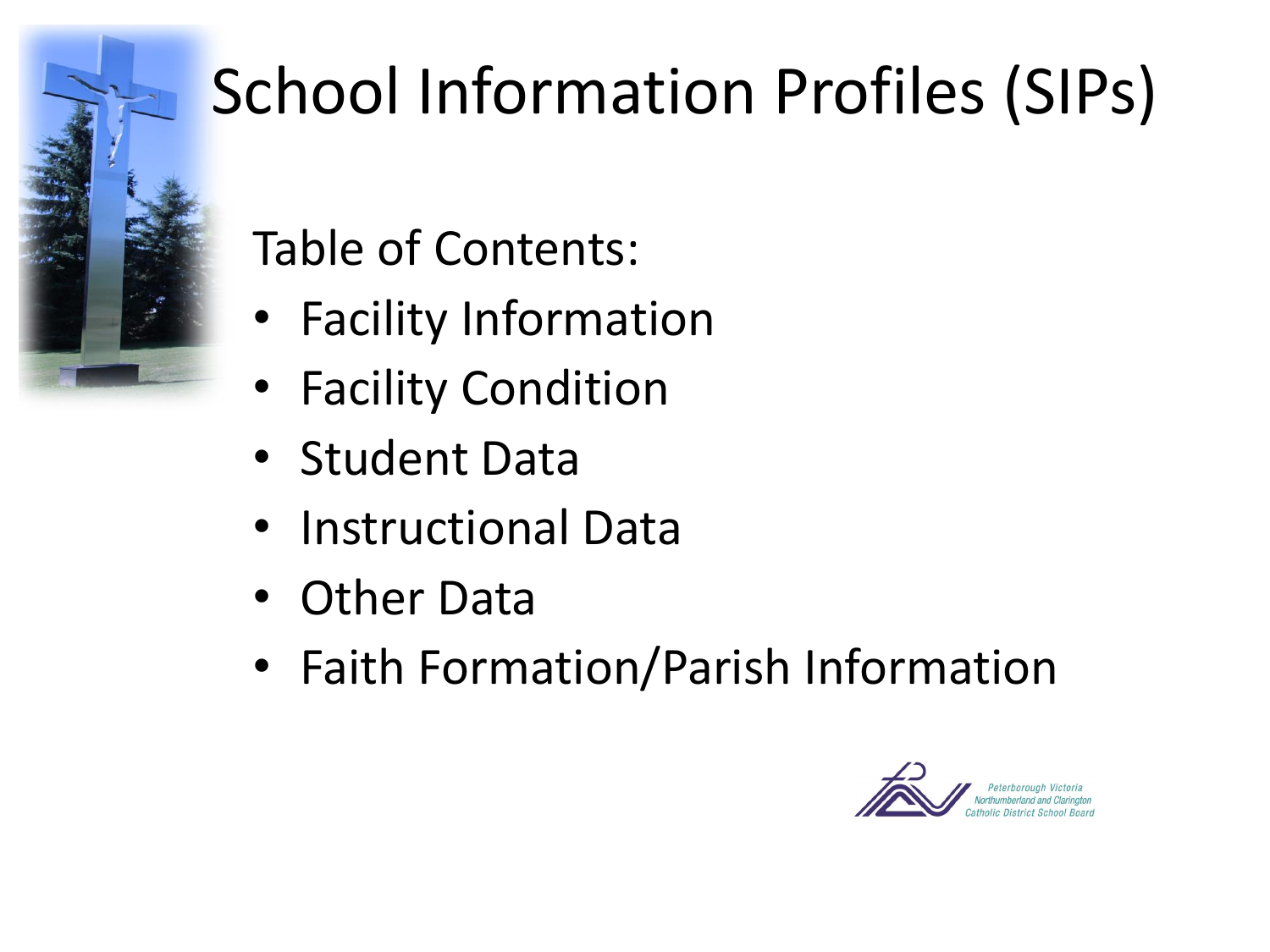# School Information Profiles (SIPs)

Table of Contents:

- Facility Information
- Facility Condition
- Student Data
- Instructional Data
- Other Data
- Faith Formation/Parish Information

Peterborough Victoria Northumberland and Clarington Catholic District School Board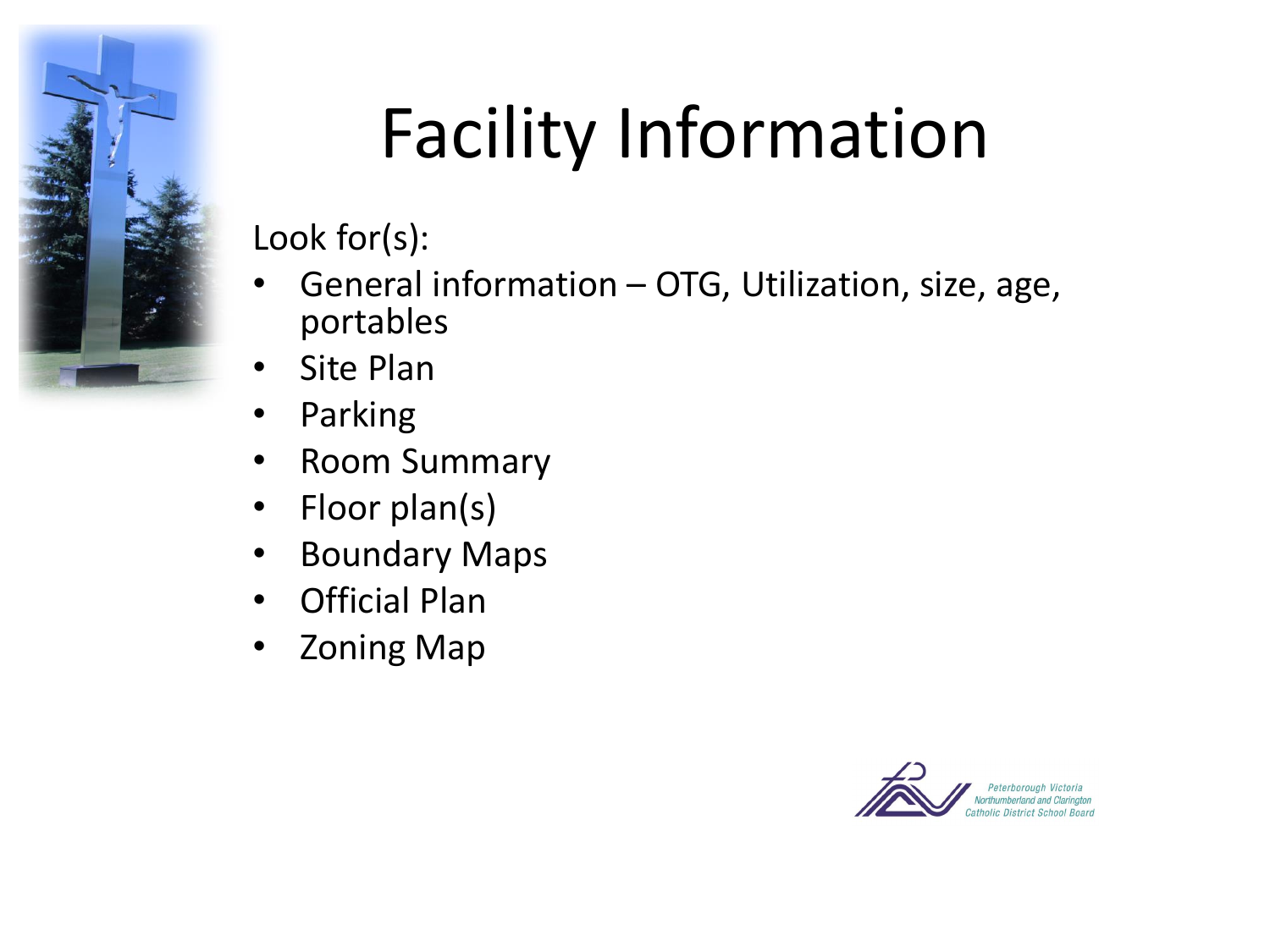# Facility Information

Look for(s):

- General information – OTG, Utilization, size, age, portables
- Site Plan
- Parking
- Room Summary
- Floor plan(s)
- Boundary Maps
- Official Plan
- Zoning Map

Peterborough Victoria Northumberland and Clarington Catholic District School Board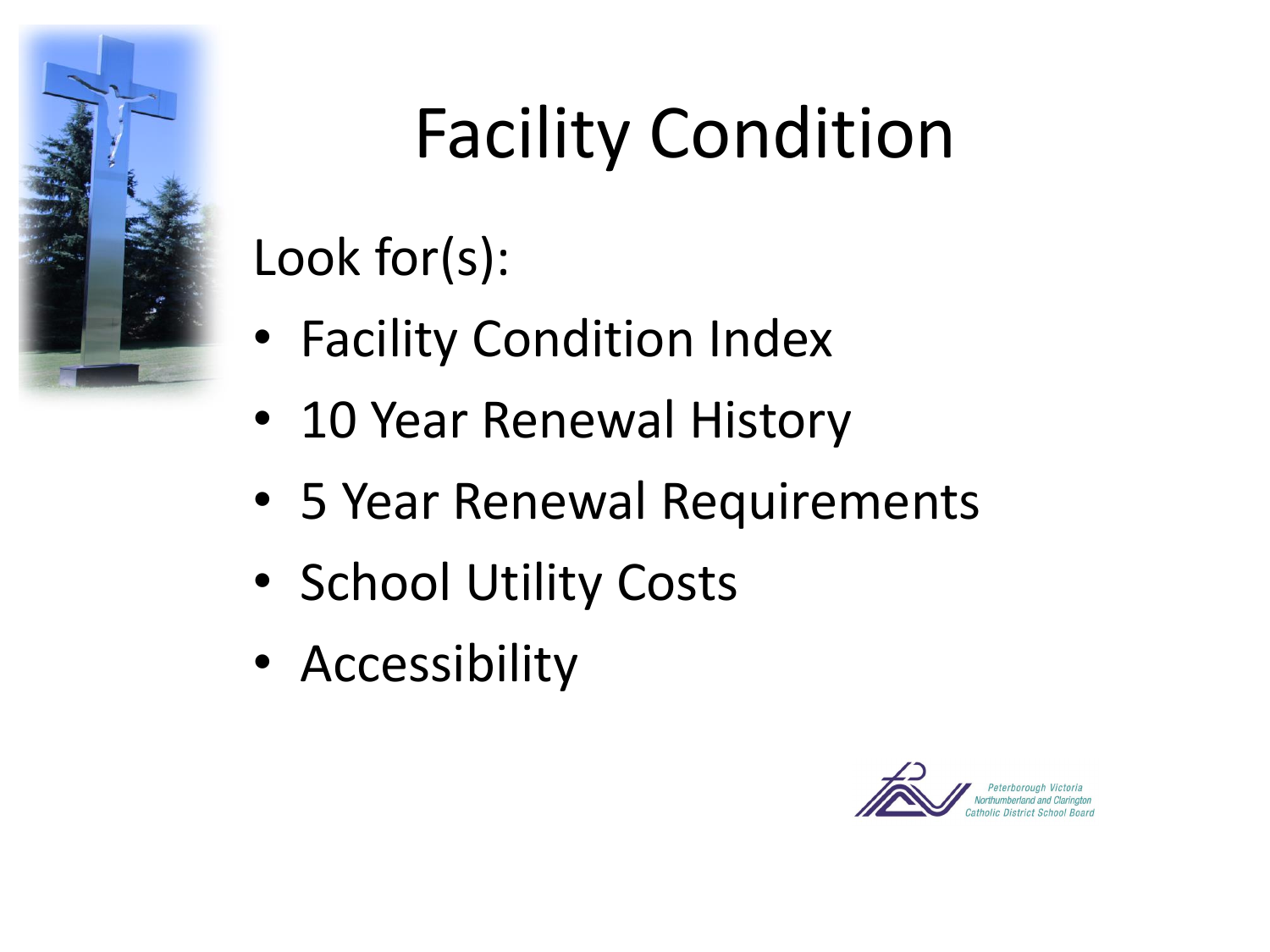# Facility Condition

Look for(s):

- Facility Condition Index
- 10 Year Renewal History
- 5 Year Renewal Requirements
- School Utility Costs
- Accessibility

Peterborough Victoria Northumberland and Clarington Catholic District School Board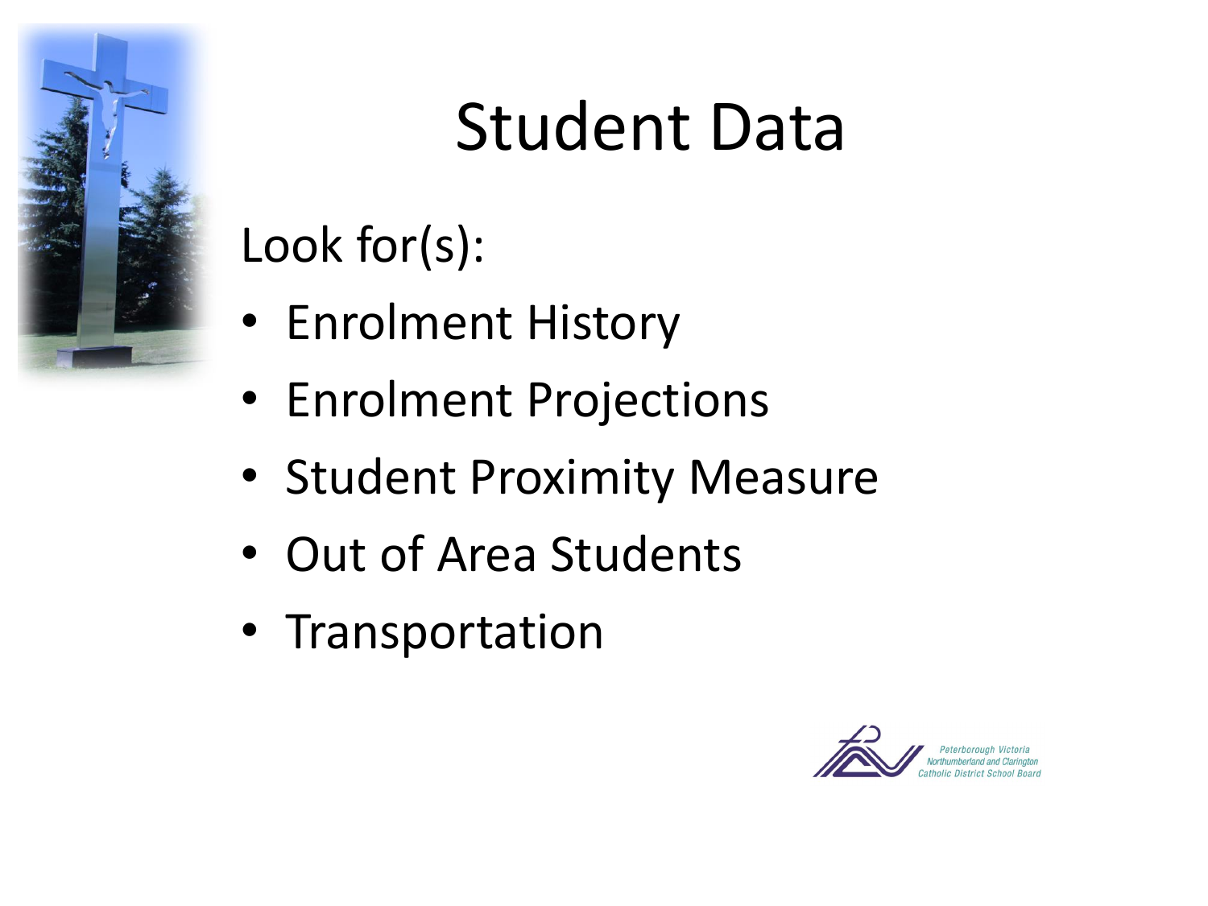# Student Data

Look for(s):

- Enrolment History
- Enrolment Projections
- Student Proximity Measure
- Out of Area Students
- Transportation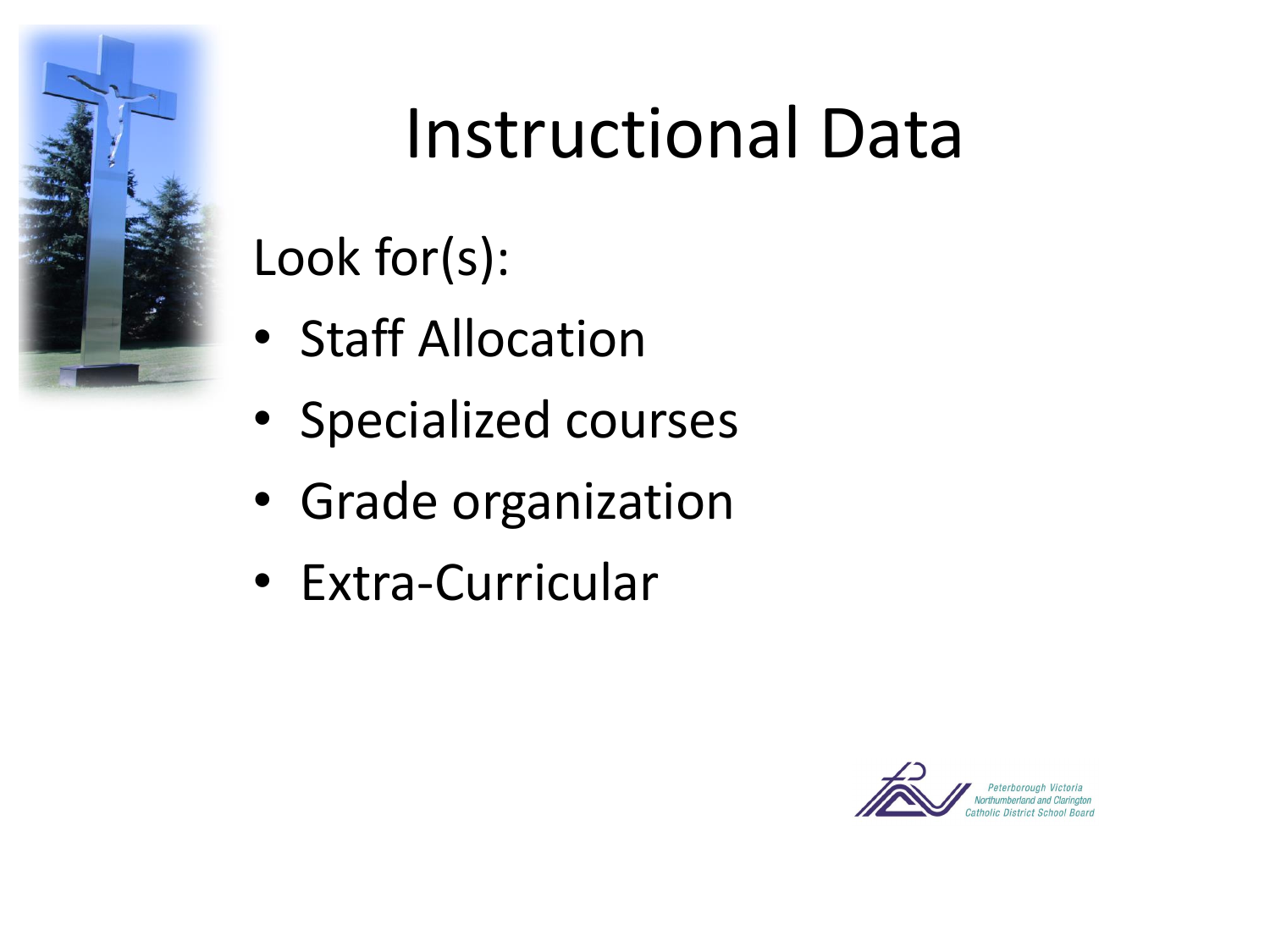# Instructional Data

Look for(s):

- Staff Allocation
- Specialized courses
- Grade organization
- Extra-Curricular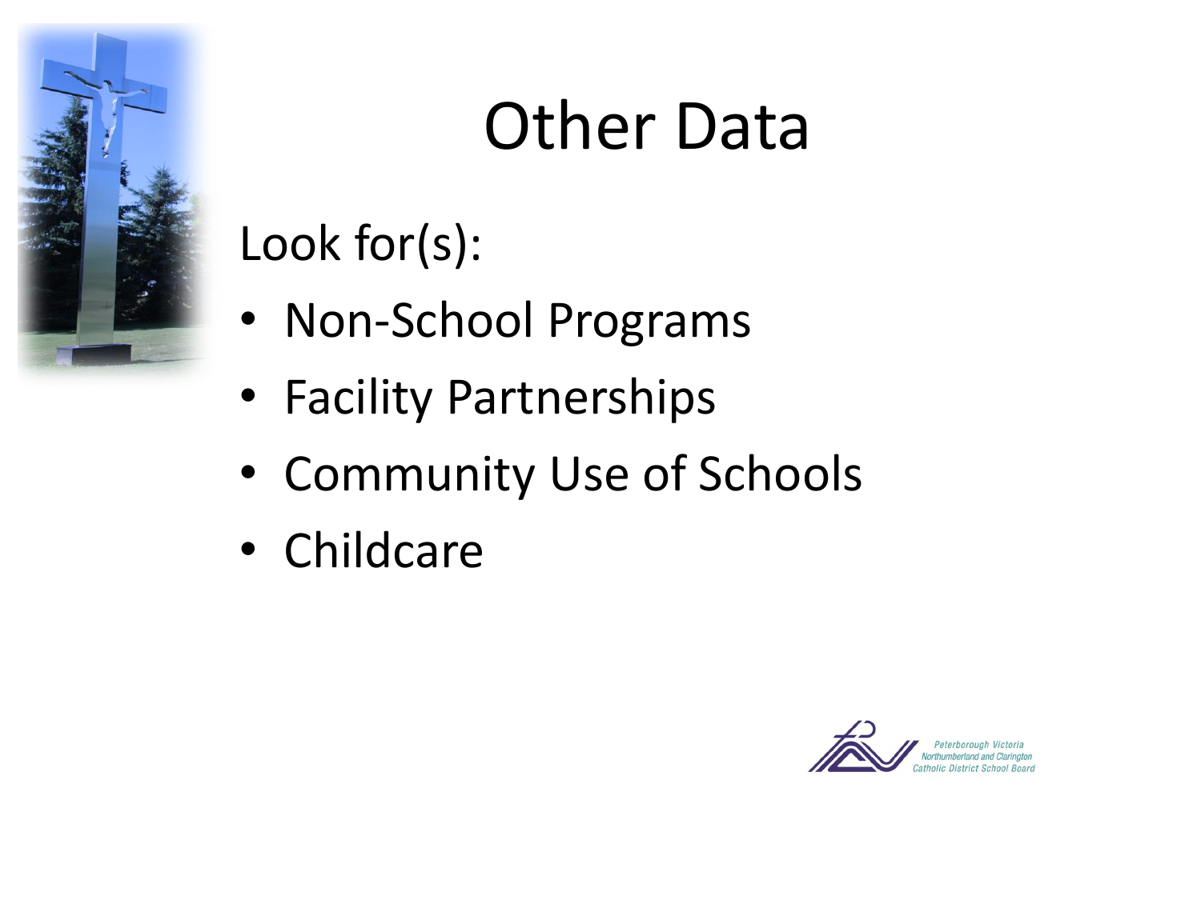# Other Data

Look for(s):

- Non-School Programs
- Facility Partnerships
- Community Use of Schools
- Childcare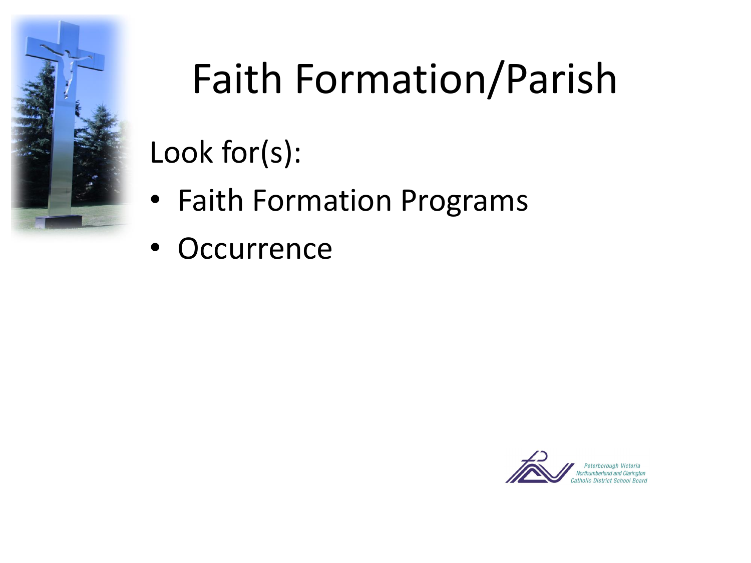# Faith Formation/Parish

Look for(s):

- Faith Formation Programs
- Occurrence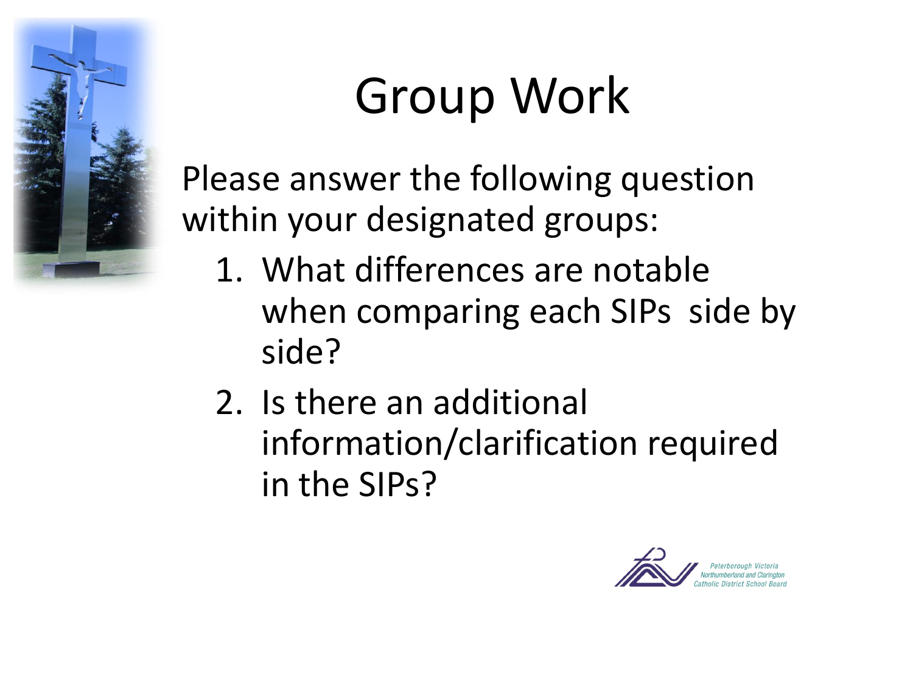# Group Work

Please answer the following question within your designated groups:

1. What differences are notable when comparing each SIPs  side by side?
2. Is there an additional information/clarification required in the SIPs?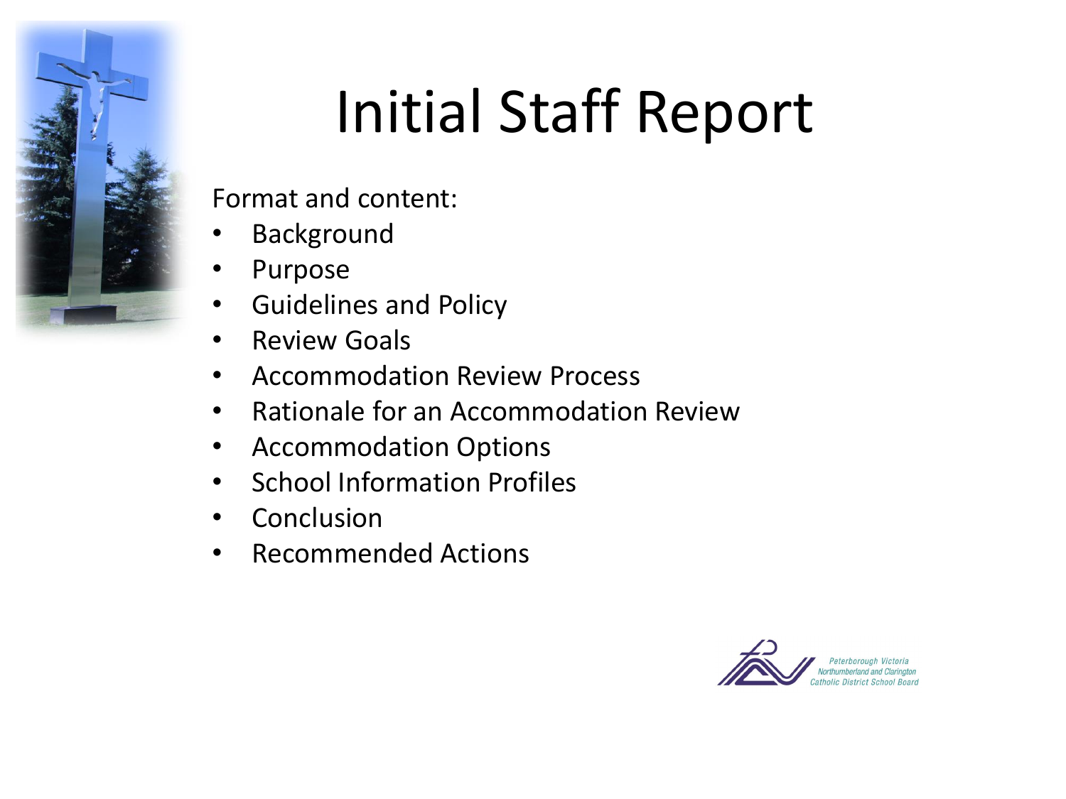# Initial Staff Report

Format and content:

- Background
- Purpose
- Guidelines and Policy
- Review Goals
- Accommodation Review Process
- Rationale for an Accommodation Review
- Accommodation Options
- School Information Profiles
- Conclusion
- Recommended Actions

Peterborough Victoria Northumberland and Clarington Catholic District School Board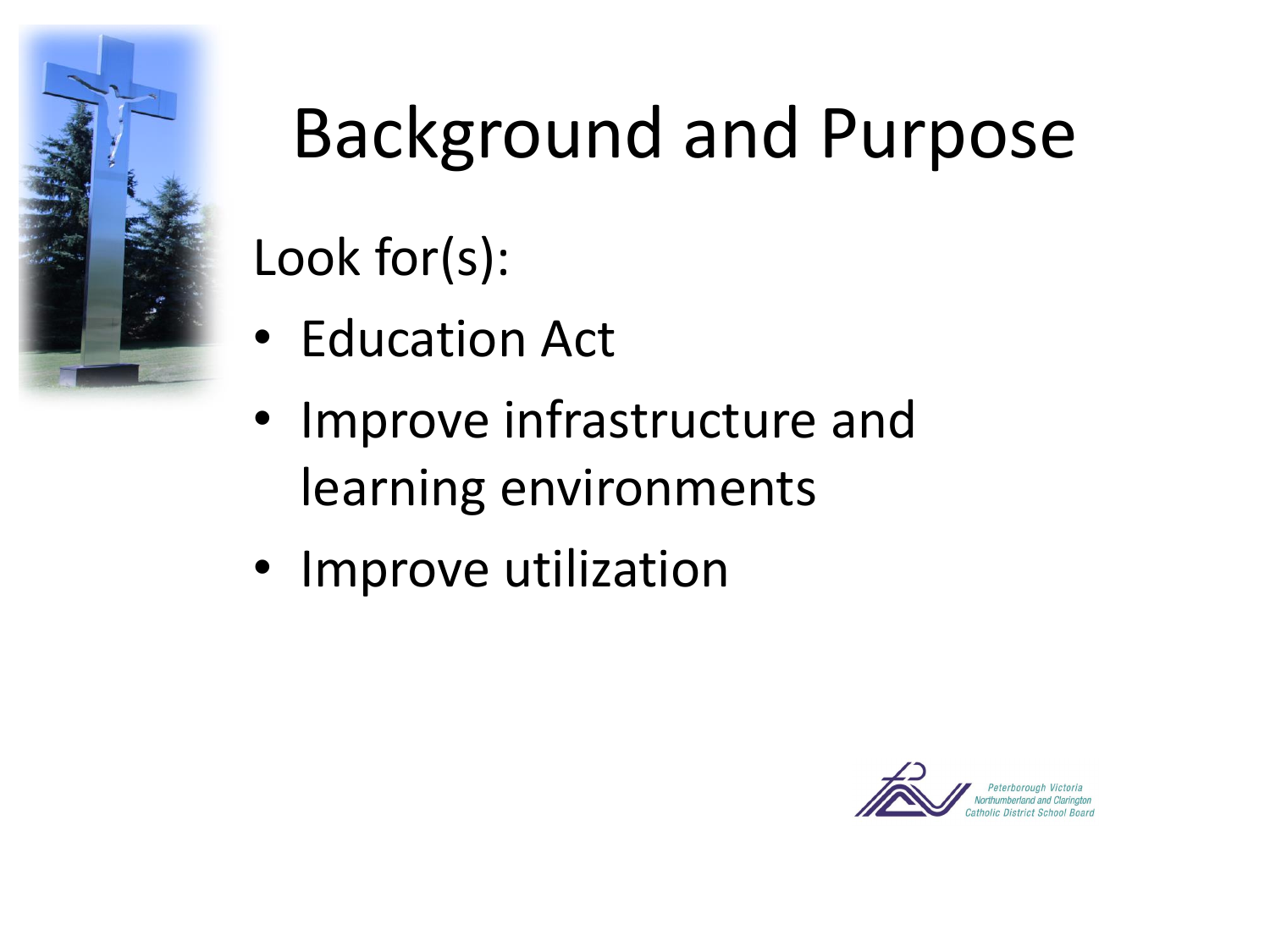# Background and Purpose

Look for(s):

- Education Act
- Improve infrastructure and learning environments
- Improve utilization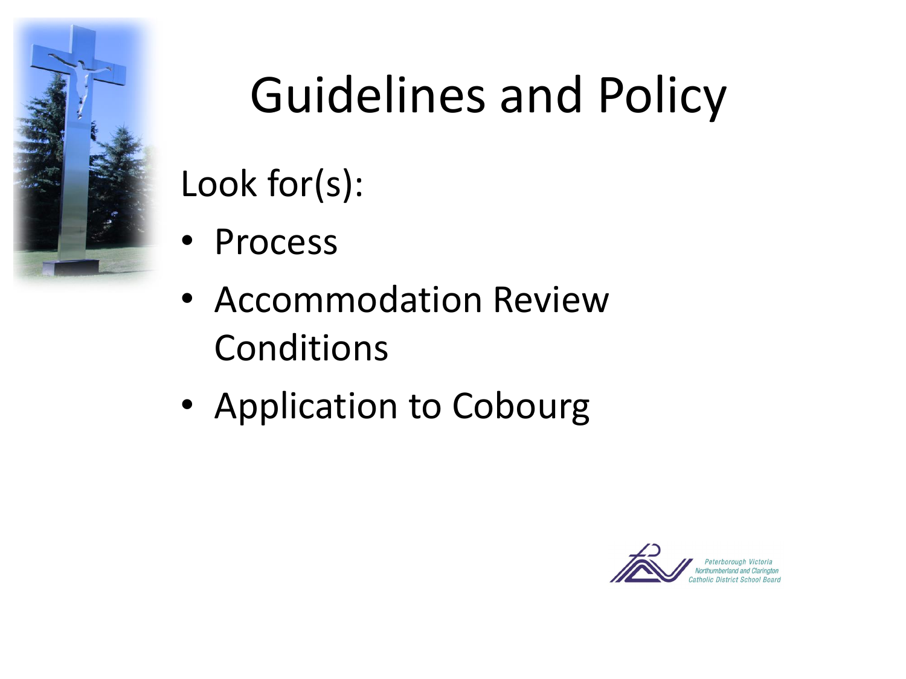# Guidelines and Policy

Look for(s):

- Process
- Accommodation Review Conditions
- Application to Cobourg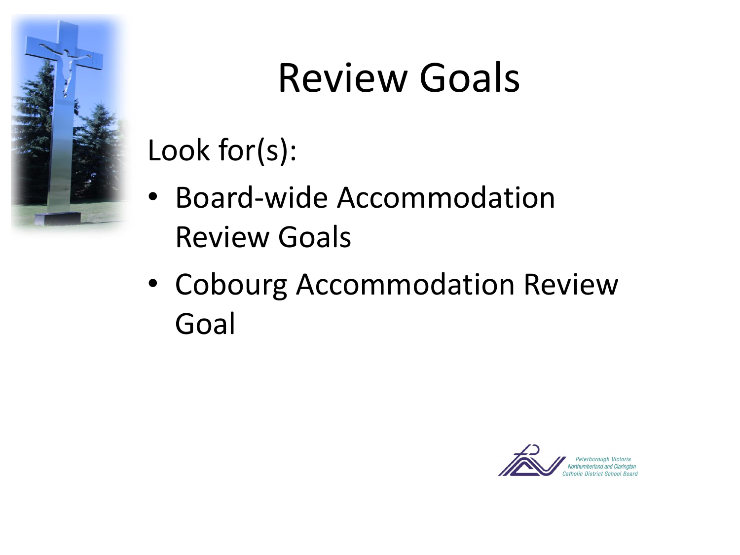# Review Goals

Look for(s):

- Board-wide Accommodation Review Goals
- Cobourg Accommodation Review Goal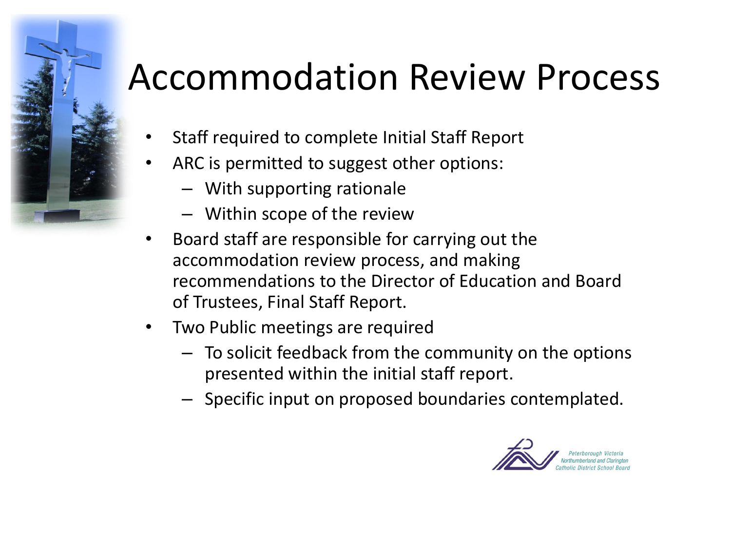# Accommodation Review Process

- Staff required to complete Initial Staff Report
- ARC is permitted to suggest other options:
  - With supporting rationale
  - Within scope of the review
- Board staff are responsible for carrying out the accommodation review process, and making recommendations to the Director of Education and Board of Trustees, Final Staff Report.
- Two Public meetings are required
  - To solicit feedback from the community on the options presented within the initial staff report.
  - Specific input on proposed boundaries contemplated.

Peterborough Victoria Northumberland and Clarington Catholic District School Board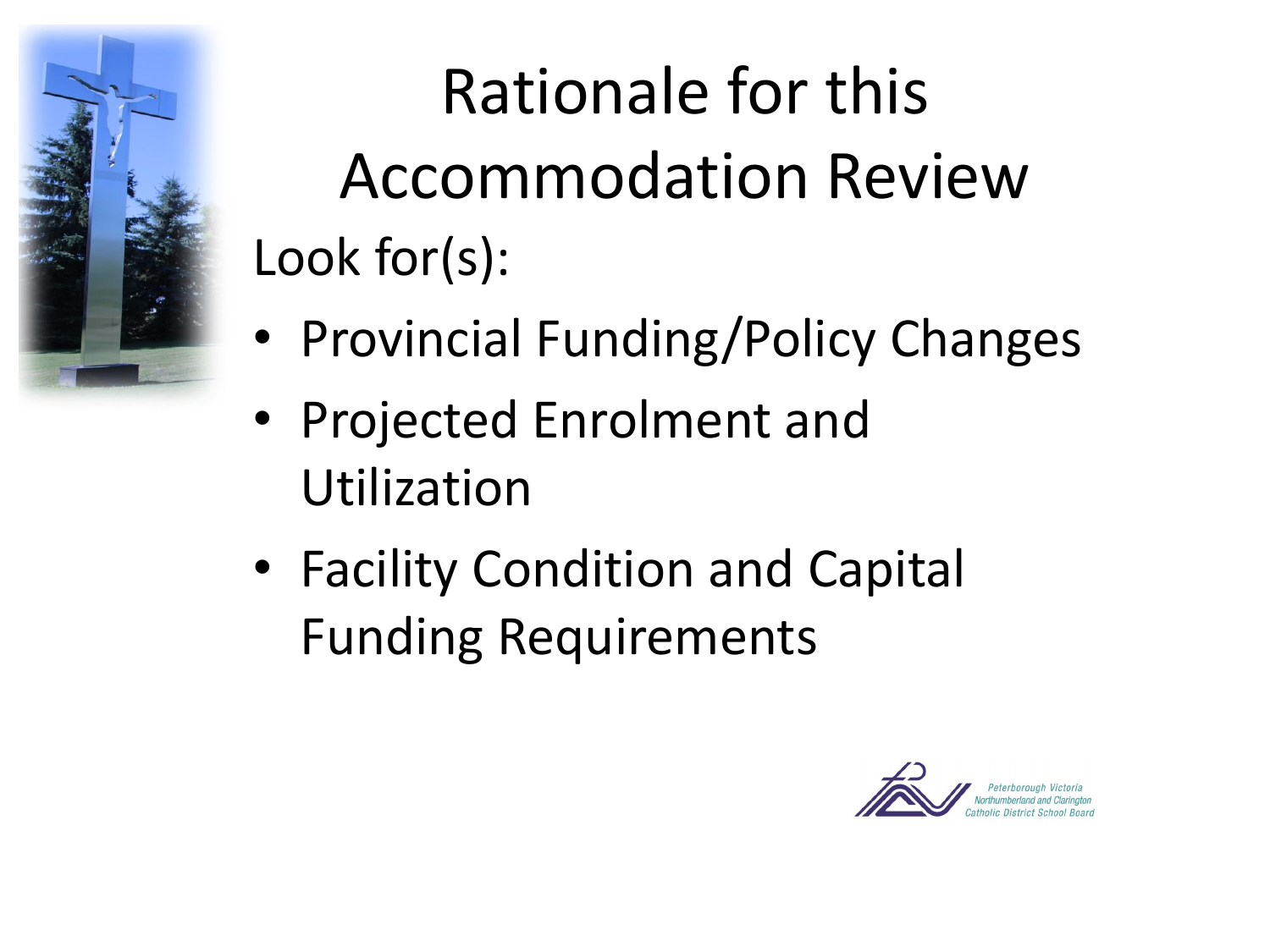# Rationale for this Accommodation Review

Look for(s):

- Provincial Funding/Policy Changes
- Projected Enrolment and Utilization
- Facility Condition and Capital Funding Requirements

Peterborough Victoria Northumberland and Clarington Catholic District School Board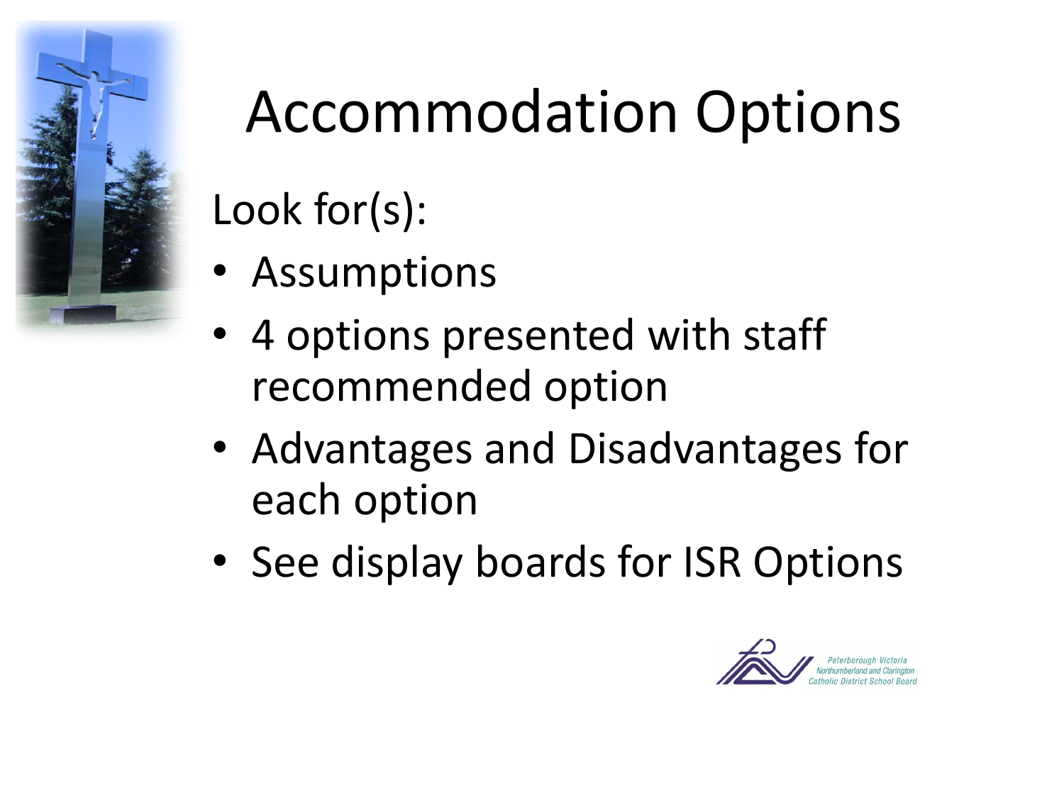# Accommodation Options

Look for(s):

- Assumptions
- 4 options presented with staff recommended option
- Advantages and Disadvantages for each option
- See display boards for ISR Options

Peterborough Victoria Northumberland and Clarington Catholic District School Board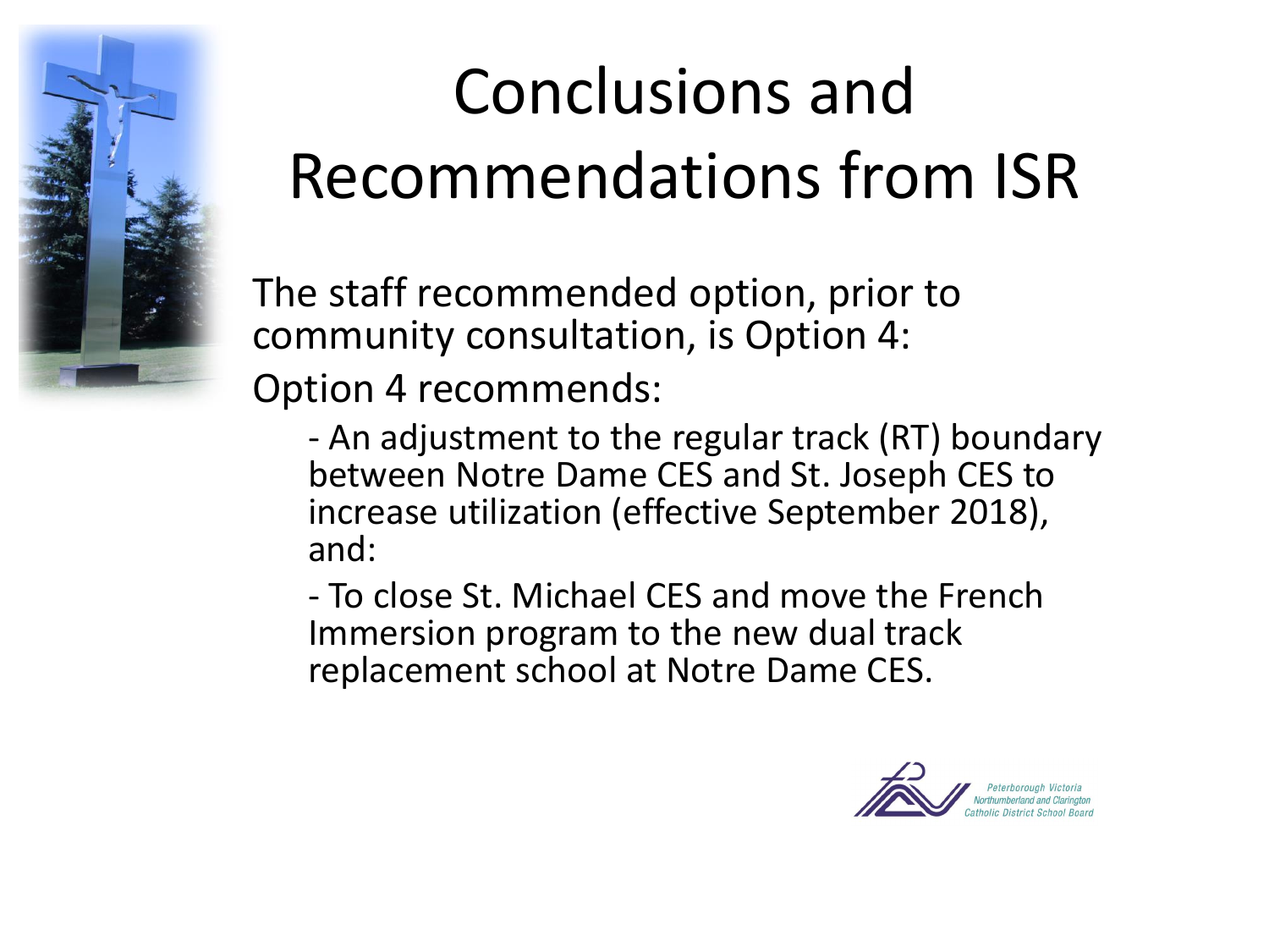# Conclusions and Recommendations from ISR

The staff recommended option, prior to community consultation, is Option 4:

Option 4 recommends:

- An adjustment to the regular track (RT) boundary between Notre Dame CES and St. Joseph CES to increase utilization (effective September 2018), and:
- To close St. Michael CES and move the French Immersion program to the new dual track replacement school at Notre Dame CES.

Peterborough Victoria Northumberland and Clarington Catholic District School Board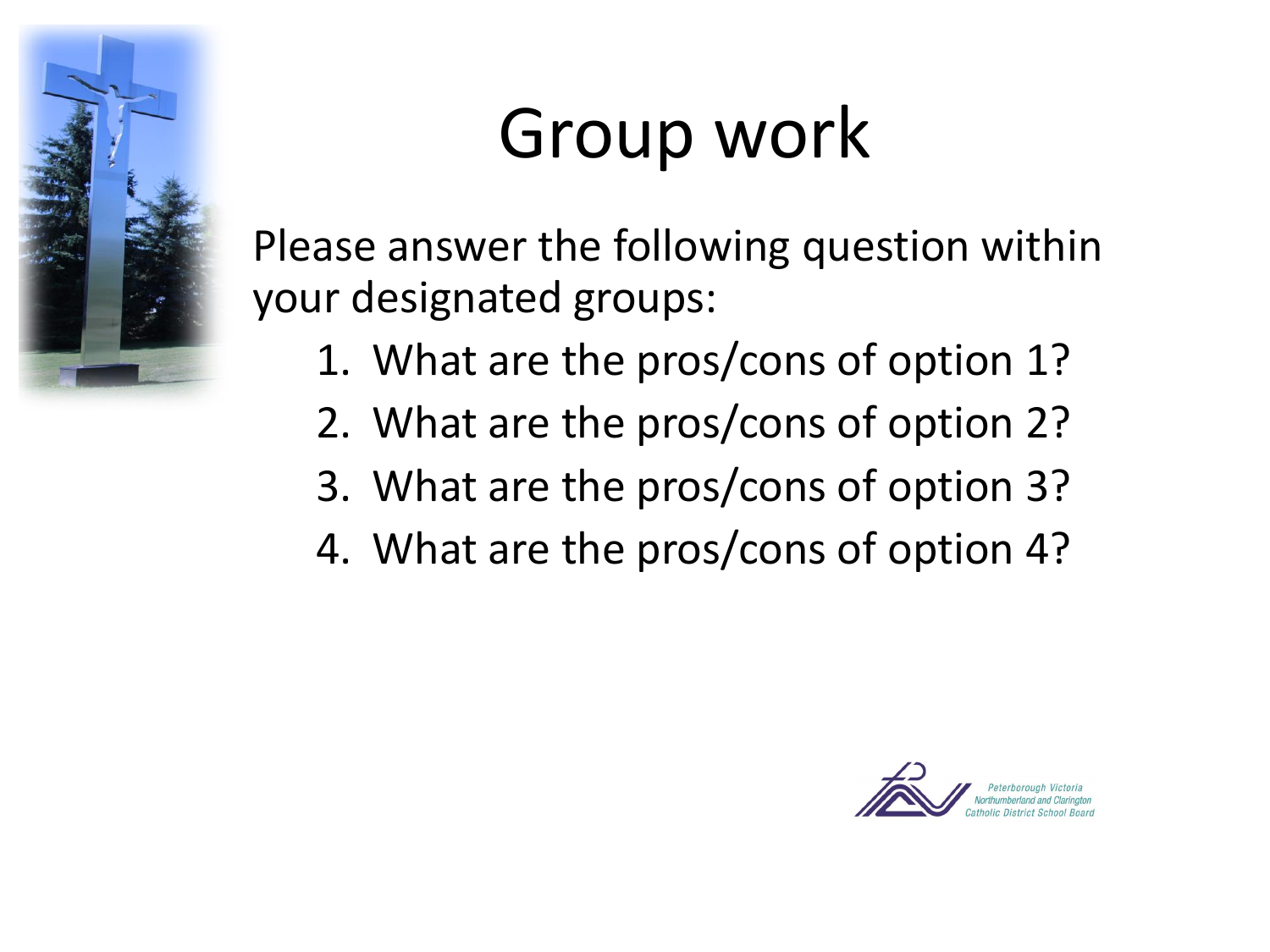# Group work

Please answer the following question within your designated groups:

1. What are the pros/cons of option 1?
2. What are the pros/cons of option 2?
3. What are the pros/cons of option 3?
4. What are the pros/cons of option 4?

Peterborough Victoria Northumberland and Clarington Catholic District School Board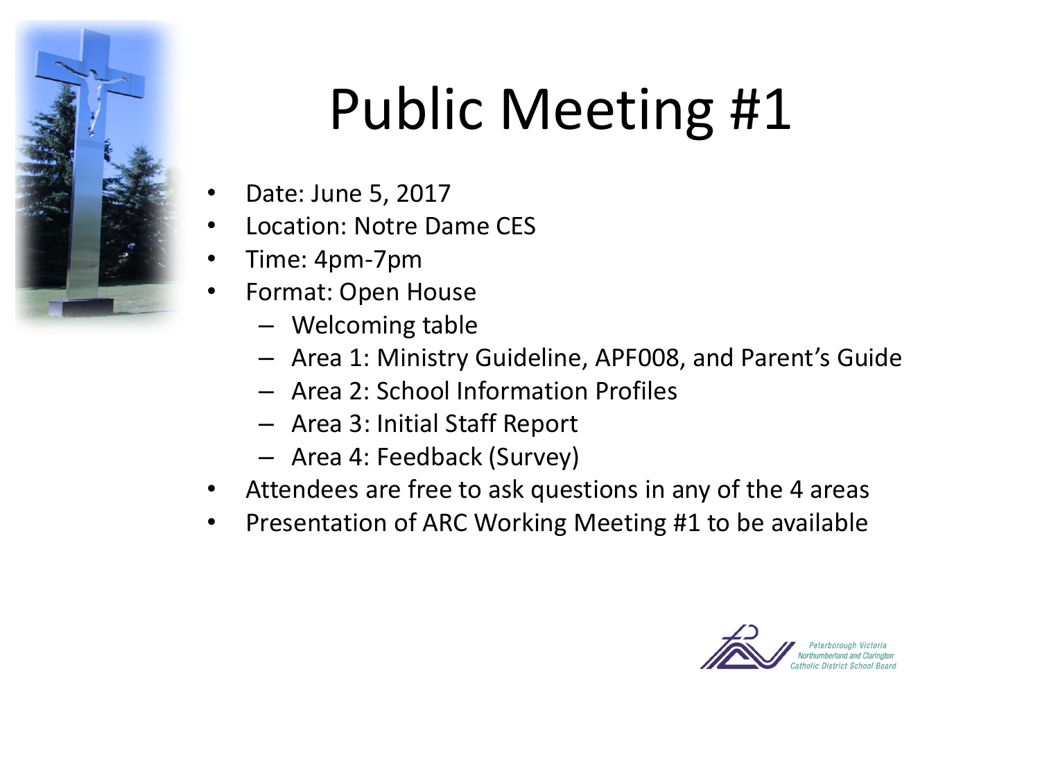# Public Meeting #1

- Date: June 5, 2017
- Location: Notre Dame CES
- Time: 4pm-7pm
- Format: Open House
  - Welcoming table
  - Area 1: Ministry Guideline, APF008, and Parent's Guide
  - Area 2: School Information Profiles
  - Area 3: Initial Staff Report
  - Area 4: Feedback (Survey)
- Attendees are free to ask questions in any of the 4 areas
- Presentation of ARC Working Meeting #1 to be available

Peterborough Victoria Northumberland and Clarington Catholic District School Board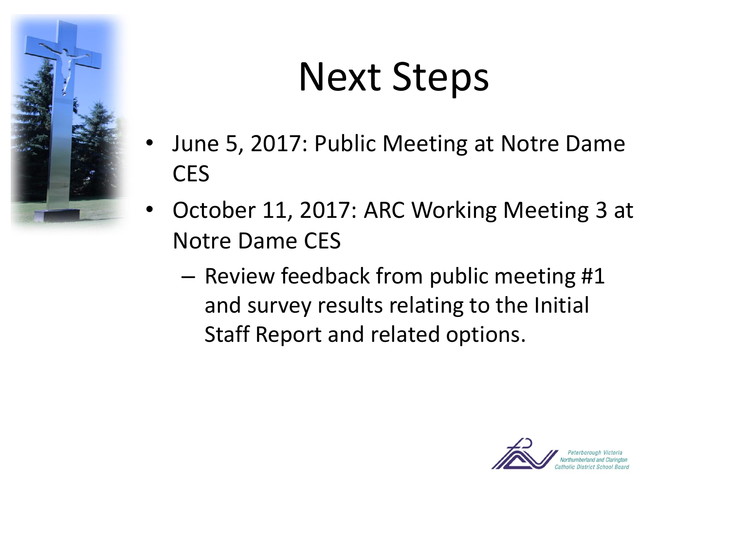# Next Steps

- June 5, 2017: Public Meeting at Notre Dame CES
- October 11, 2017: ARC Working Meeting 3 at Notre Dame CES
  - Review feedback from public meeting #1 and survey results relating to the Initial Staff Report and related options.

Peterborough Victoria Northumberland and Clarington Catholic District School Board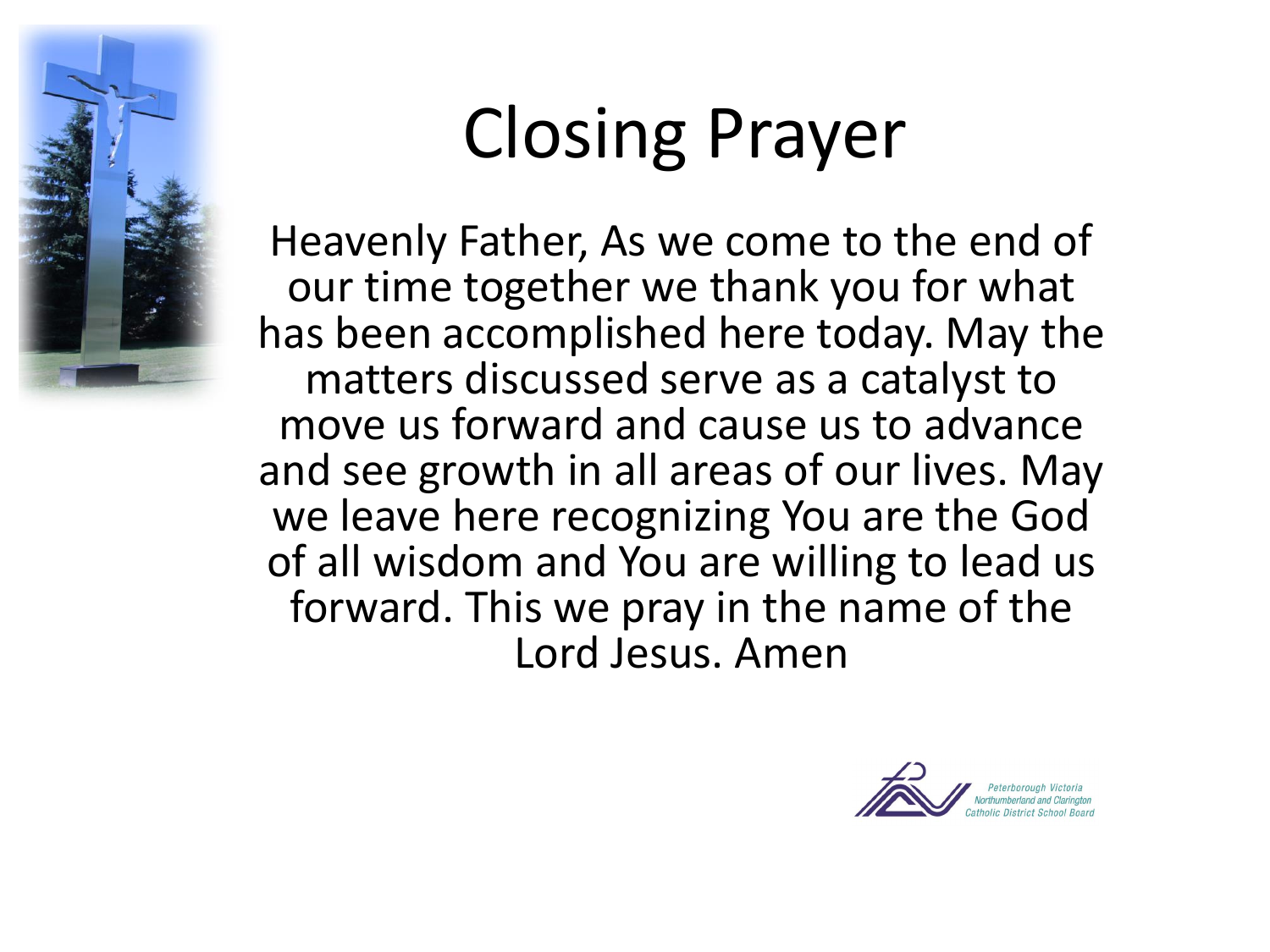# Closing Prayer

Heavenly Father, As we come to the end of our time together we thank you for what has been accomplished here today. May the matters discussed serve as a catalyst to move us forward and cause us to advance and see growth in all areas of our lives. May we leave here recognizing You are the God of all wisdom and You are willing to lead us forward. This we pray in the name of the Lord Jesus. Amen

*Peterborough Victoria Northumberland and Clarington Catholic District School Board*